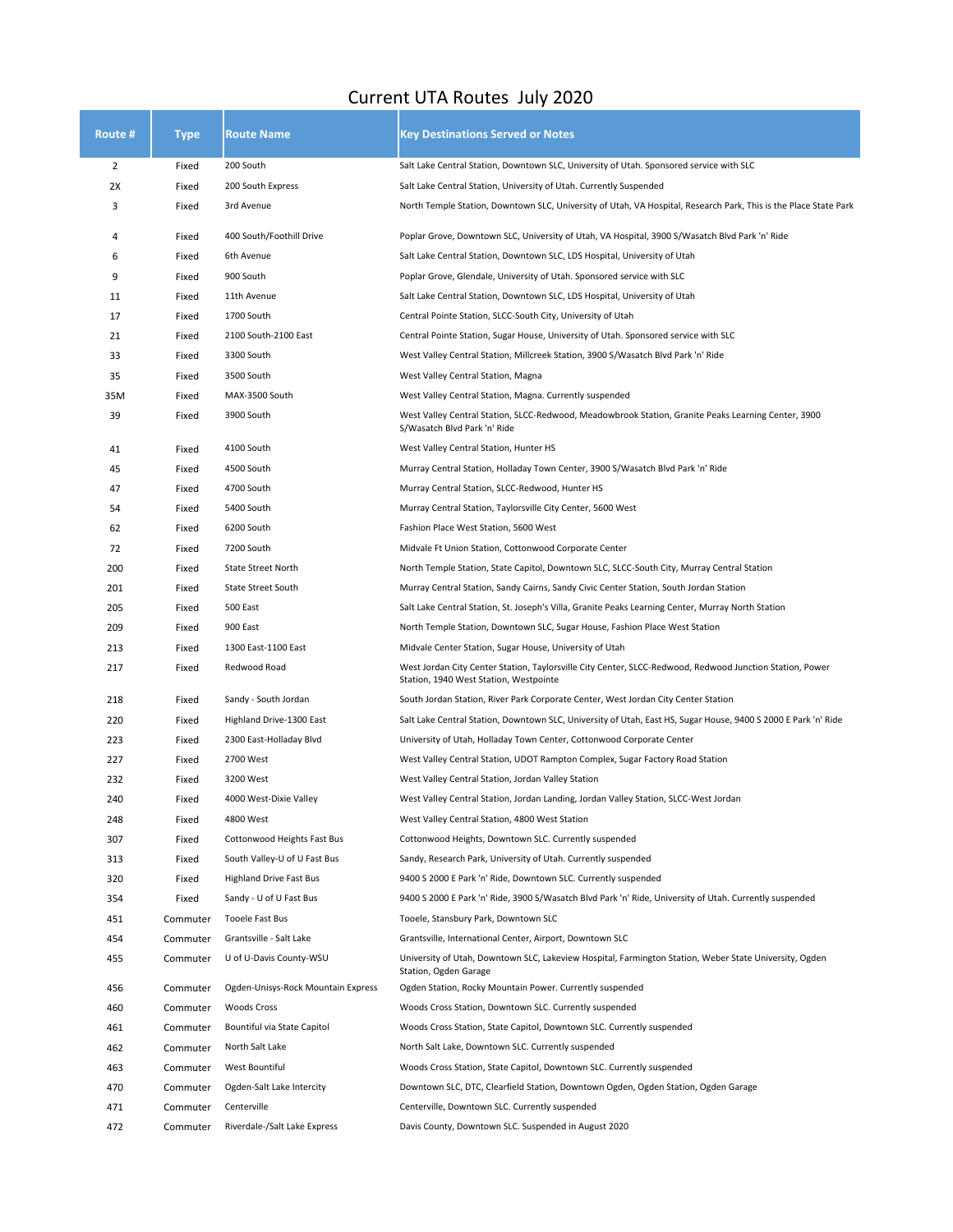# Current UTA Routes July 2020

| Route # | Type | Route Name | Key Destinations Served or Notes |
|---|---|---|---|
| 2 | Fixed | 200 South | Salt Lake Central Station, Downtown SLC, University of Utah. Sponsored service with SLC |
| 2X | Fixed | 200 South Express | Salt Lake Central Station, University of Utah. Currently Suspended |
| 3 | Fixed | 3rd Avenue | North Temple Station, Downtown SLC, University of Utah, VA Hospital, Research Park, This is the Place State Park |
| 4 | Fixed | 400 South/Foothill Drive | Poplar Grove, Downtown SLC, University of Utah, VA Hospital, 3900 S/Wasatch Blvd Park 'n' Ride |
| 6 | Fixed | 6th Avenue | Salt Lake Central Station, Downtown SLC, LDS Hospital, University of Utah |
| 9 | Fixed | 900 South | Poplar Grove, Glendale, University of Utah. Sponsored service with SLC |
| 11 | Fixed | 11th Avenue | Salt Lake Central Station, Downtown SLC, LDS Hospital, University of Utah |
| 17 | Fixed | 1700 South | Central Pointe Station, SLCC-South City, University of Utah |
| 21 | Fixed | 2100 South-2100 East | Central Pointe Station, Sugar House, University of Utah. Sponsored service with SLC |
| 33 | Fixed | 3300 South | West Valley Central Station, Millcreek Station, 3900 S/Wasatch Blvd Park 'n' Ride |
| 35 | Fixed | 3500 South | West Valley Central Station, Magna |
| 35M | Fixed | MAX-3500 South | West Valley Central Station, Magna. Currently suspended |
| 39 | Fixed | 3900 South | West Valley Central Station, SLCC-Redwood, Meadowbrook Station, Granite Peaks Learning Center, 3900 S/Wasatch Blvd Park 'n' Ride |
| 41 | Fixed | 4100 South | West Valley Central Station, Hunter HS |
| 45 | Fixed | 4500 South | Murray Central Station, Holladay Town Center, 3900 S/Wasatch Blvd Park 'n' Ride |
| 47 | Fixed | 4700 South | Murray Central Station, SLCC-Redwood, Hunter HS |
| 54 | Fixed | 5400 South | Murray Central Station, Taylorsville City Center, 5600 West |
| 62 | Fixed | 6200 South | Fashion Place West Station, 5600 West |
| 72 | Fixed | 7200 South | Midvale Ft Union Station, Cottonwood Corporate Center |
| 200 | Fixed | State Street North | North Temple Station, State Capitol, Downtown SLC, SLCC-South City, Murray Central Station |
| 201 | Fixed | State Street South | Murray Central Station, Sandy Cairns, Sandy Civic Center Station, South Jordan Station |
| 205 | Fixed | 500 East | Salt Lake Central Station, St. Joseph's Villa, Granite Peaks Learning Center, Murray North Station |
| 209 | Fixed | 900 East | North Temple Station, Downtown SLC, Sugar House, Fashion Place West Station |
| 213 | Fixed | 1300 East-1100 East | Midvale Center Station, Sugar House, University of Utah |
| 217 | Fixed | Redwood Road | West Jordan City Center Station, Taylorsville City Center, SLCC-Redwood, Redwood Junction Station, Power Station, 1940 West Station, Westpointe |
| 218 | Fixed | Sandy - South Jordan | South Jordan Station, River Park Corporate Center, West Jordan City Center Station |
| 220 | Fixed | Highland Drive-1300 East | Salt Lake Central Station, Downtown SLC, University of Utah, East HS, Sugar House, 9400 S 2000 E Park 'n' Ride |
| 223 | Fixed | 2300 East-Holladay Blvd | University of Utah, Holladay Town Center, Cottonwood Corporate Center |
| 227 | Fixed | 2700 West | West Valley Central Station, UDOT Rampton Complex, Sugar Factory Road Station |
| 232 | Fixed | 3200 West | West Valley Central Station, Jordan Valley Station |
| 240 | Fixed | 4000 West-Dixie Valley | West Valley Central Station, Jordan Landing, Jordan Valley Station, SLCC-West Jordan |
| 248 | Fixed | 4800 West | West Valley Central Station, 4800 West Station |
| 307 | Fixed | Cottonwood Heights Fast Bus | Cottonwood Heights, Downtown SLC. Currently suspended |
| 313 | Fixed | South Valley-U of U Fast Bus | Sandy, Research Park, University of Utah. Currently suspended |
| 320 | Fixed | Highland Drive Fast Bus | 9400 S 2000 E Park 'n' Ride, Downtown SLC. Currently suspended |
| 354 | Fixed | Sandy - U of U Fast Bus | 9400 S 2000 E Park 'n' Ride, 3900 S/Wasatch Blvd Park 'n' Ride, University of Utah. Currently suspended |
| 451 | Commuter | Tooele Fast Bus | Tooele, Stansbury Park, Downtown SLC |
| 454 | Commuter | Grantsville - Salt Lake | Grantsville, International Center, Airport, Downtown SLC |
| 455 | Commuter | U of U-Davis County-WSU | University of Utah, Downtown SLC, Lakeview Hospital, Farmington Station, Weber State University, Ogden Station, Ogden Garage |
| 456 | Commuter | Ogden-Unisys-Rock Mountain Express | Ogden Station, Rocky Mountain Power. Currently suspended |
| 460 | Commuter | Woods Cross | Woods Cross Station, Downtown SLC. Currently suspended |
| 461 | Commuter | Bountiful via State Capitol | Woods Cross Station, State Capitol, Downtown SLC. Currently suspended |
| 462 | Commuter | North Salt Lake | North Salt Lake, Downtown SLC. Currently suspended |
| 463 | Commuter | West Bountiful | Woods Cross Station, State Capitol, Downtown SLC. Currently suspended |
| 470 | Commuter | Ogden-Salt Lake Intercity | Downtown SLC, DTC, Clearfield Station, Downtown Ogden, Ogden Station, Ogden Garage |
| 471 | Commuter | Centerville | Centerville, Downtown SLC. Currently suspended |
| 472 | Commuter | Riverdale-/Salt Lake Express | Davis County, Downtown SLC. Suspended in August 2020 |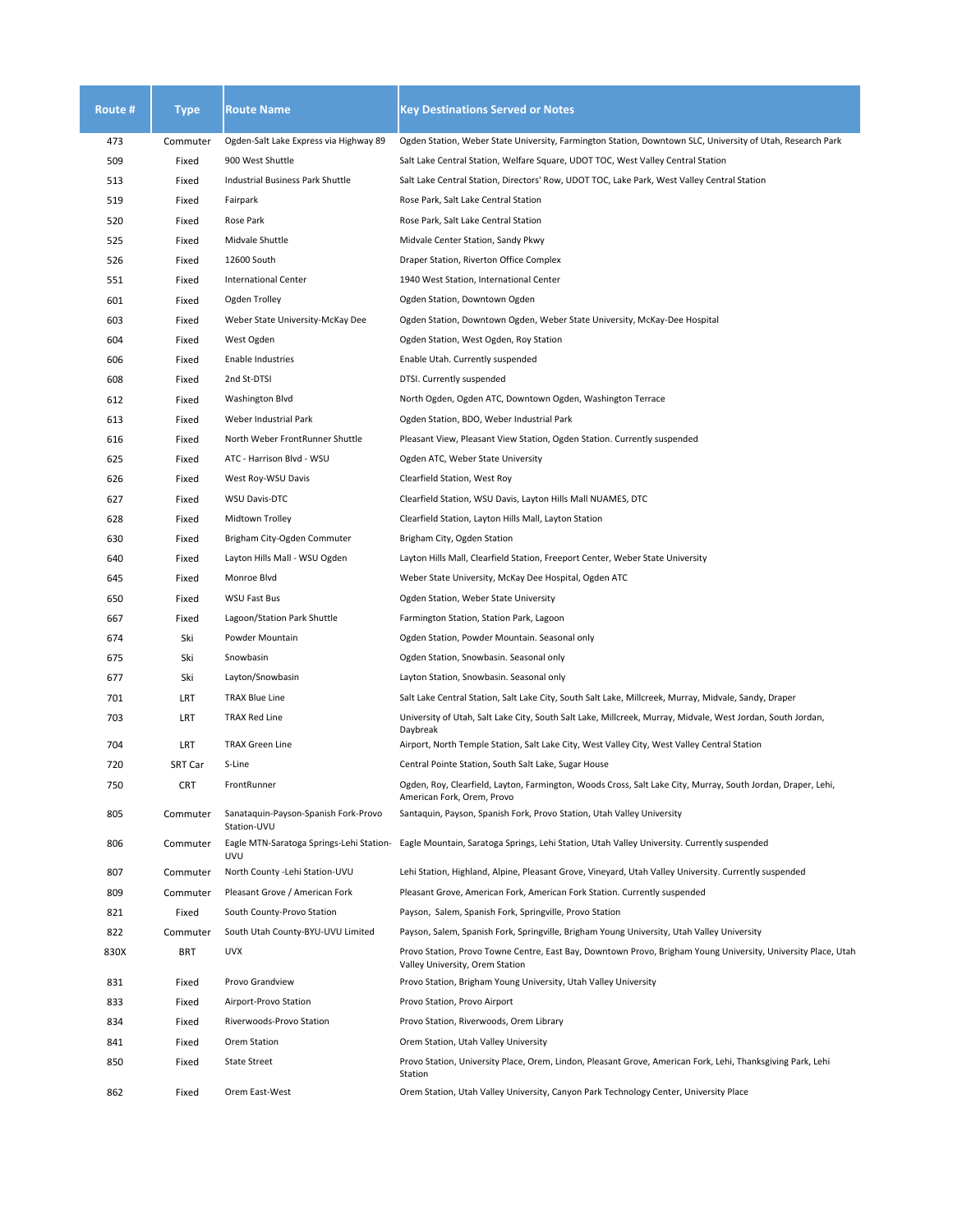| Route # | Type | Route Name | Key Destinations Served or Notes |
|---|---|---|---|
| 473 | Commuter | Ogden-Salt Lake Express via Highway 89 | Ogden Station, Weber State University, Farmington Station, Downtown SLC, University of Utah, Research Park |
| 509 | Fixed | 900 West Shuttle | Salt Lake Central Station, Welfare Square, UDOT TOC, West Valley Central Station |
| 513 | Fixed | Industrial Business Park Shuttle | Salt Lake Central Station, Directors' Row, UDOT TOC, Lake Park, West Valley Central Station |
| 519 | Fixed | Fairpark | Rose Park, Salt Lake Central Station |
| 520 | Fixed | Rose Park | Rose Park, Salt Lake Central Station |
| 525 | Fixed | Midvale Shuttle | Midvale Center Station, Sandy Pkwy |
| 526 | Fixed | 12600 South | Draper Station, Riverton Office Complex |
| 551 | Fixed | International Center | 1940 West Station, International Center |
| 601 | Fixed | Ogden Trolley | Ogden Station, Downtown Ogden |
| 603 | Fixed | Weber State University-McKay Dee | Ogden Station, Downtown Ogden, Weber State University, McKay-Dee Hospital |
| 604 | Fixed | West Ogden | Ogden Station, West Ogden, Roy Station |
| 606 | Fixed | Enable Industries | Enable Utah. Currently suspended |
| 608 | Fixed | 2nd St-DTSI | DTSI. Currently suspended |
| 612 | Fixed | Washington Blvd | North Ogden, Ogden ATC, Downtown Ogden, Washington Terrace |
| 613 | Fixed | Weber Industrial Park | Ogden Station, BDO, Weber Industrial Park |
| 616 | Fixed | North Weber FrontRunner Shuttle | Pleasant View, Pleasant View Station, Ogden Station. Currently suspended |
| 625 | Fixed | ATC - Harrison Blvd - WSU | Ogden ATC, Weber State University |
| 626 | Fixed | West Roy-WSU Davis | Clearfield Station, West Roy |
| 627 | Fixed | WSU Davis-DTC | Clearfield Station, WSU Davis, Layton Hills Mall NUAMES, DTC |
| 628 | Fixed | Midtown Trolley | Clearfield Station, Layton Hills Mall, Layton Station |
| 630 | Fixed | Brigham City-Ogden Commuter | Brigham City, Ogden Station |
| 640 | Fixed | Layton Hills Mall - WSU Ogden | Layton Hills Mall, Clearfield Station, Freeport Center, Weber State University |
| 645 | Fixed | Monroe Blvd | Weber State University, McKay Dee Hospital, Ogden ATC |
| 650 | Fixed | WSU Fast Bus | Ogden Station, Weber State University |
| 667 | Fixed | Lagoon/Station Park Shuttle | Farmington Station, Station Park, Lagoon |
| 674 | Ski | Powder Mountain | Ogden Station, Powder Mountain. Seasonal only |
| 675 | Ski | Snowbasin | Ogden Station, Snowbasin. Seasonal only |
| 677 | Ski | Layton/Snowbasin | Layton Station, Snowbasin. Seasonal only |
| 701 | LRT | TRAX Blue Line | Salt Lake Central Station, Salt Lake City, South Salt Lake, Millcreek, Murray, Midvale, Sandy, Draper |
| 703 | LRT | TRAX Red Line | University of Utah, Salt Lake City, South Salt Lake, Millcreek, Murray, Midvale, West Jordan, South Jordan, Daybreak |
| 704 | LRT | TRAX Green Line | Airport, North Temple Station, Salt Lake City, West Valley City, West Valley Central Station |
| 720 | SRT Car | S-Line | Central Pointe Station, South Salt Lake, Sugar House |
| 750 | CRT | FrontRunner | Ogden, Roy, Clearfield, Layton, Farmington, Woods Cross, Salt Lake City, Murray, South Jordan, Draper, Lehi, American Fork, Orem, Provo |
| 805 | Commuter | Sanataquin-Payson-Spanish Fork-Provo Station-UVU | Santaquin, Payson, Spanish Fork, Provo Station, Utah Valley University |
| 806 | Commuter | Eagle MTN-Saratoga Springs-Lehi Station-UVU | Eagle Mountain, Saratoga Springs, Lehi Station, Utah Valley University. Currently suspended |
| 807 | Commuter | North County -Lehi Station-UVU | Lehi Station, Highland, Alpine, Pleasant Grove, Vineyard, Utah Valley University. Currently suspended |
| 809 | Commuter | Pleasant Grove / American Fork | Pleasant Grove, American Fork, American Fork Station. Currently suspended |
| 821 | Fixed | South County-Provo Station | Payson, Salem, Spanish Fork, Springville, Provo Station |
| 822 | Commuter | South Utah County-BYU-UVU Limited | Payson, Salem, Spanish Fork, Springville, Brigham Young University, Utah Valley University |
| 830X | BRT | UVX | Provo Station, Provo Towne Centre, East Bay, Downtown Provo, Brigham Young University, University Place, Utah Valley University, Orem Station |
| 831 | Fixed | Provo Grandview | Provo Station, Brigham Young University, Utah Valley University |
| 833 | Fixed | Airport-Provo Station | Provo Station, Provo Airport |
| 834 | Fixed | Riverwoods-Provo Station | Provo Station, Riverwoods, Orem Library |
| 841 | Fixed | Orem Station | Orem Station, Utah Valley University |
| 850 | Fixed | State Street | Provo Station, University Place, Orem, Lindon, Pleasant Grove, American Fork, Lehi, Thanksgiving Park, Lehi Station |
| 862 | Fixed | Orem East-West | Orem Station, Utah Valley University, Canyon Park Technology Center, University Place |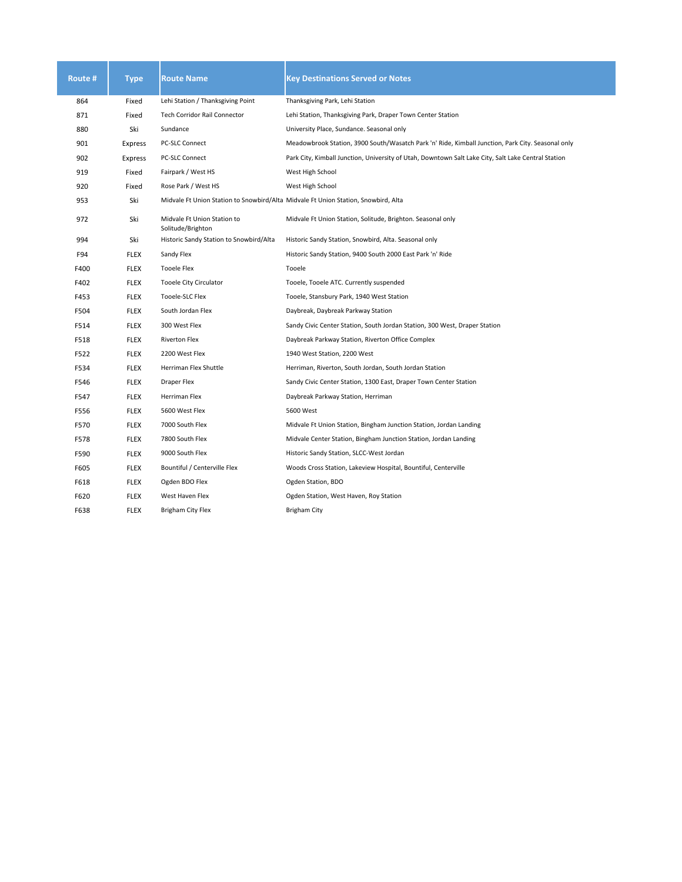| Route # | Type | Route Name | Key Destinations Served or Notes |
|---|---|---|---|
| 864 | Fixed | Lehi Station / Thanksgiving Point | Thanksgiving Park, Lehi Station |
| 871 | Fixed | Tech Corridor Rail Connector | Lehi Station, Thanksgiving Park, Draper Town Center Station |
| 880 | Ski | Sundance | University Place, Sundance. Seasonal only |
| 901 | Express | PC-SLC Connect | Meadowbrook Station, 3900 South/Wasatch Park 'n' Ride, Kimball Junction, Park City. Seasonal only |
| 902 | Express | PC-SLC Connect | Park City, Kimball Junction, University of Utah, Downtown Salt Lake City, Salt Lake Central Station |
| 919 | Fixed | Fairpark / West HS | West High School |
| 920 | Fixed | Rose Park / West HS | West High School |
| 953 | Ski | Midvale Ft Union Station to Snowbird/Alta | Midvale Ft Union Station, Snowbird, Alta |
| 972 | Ski | Midvale Ft Union Station to Solitude/Brighton | Midvale Ft Union Station, Solitude, Brighton. Seasonal only |
| 994 | Ski | Historic Sandy Station to Snowbird/Alta | Historic Sandy Station, Snowbird, Alta. Seasonal only |
| F94 | FLEX | Sandy Flex | Historic Sandy Station, 9400 South 2000 East Park 'n' Ride |
| F400 | FLEX | Tooele Flex | Tooele |
| F402 | FLEX | Tooele City Circulator | Tooele, Tooele ATC. Currently suspended |
| F453 | FLEX | Tooele-SLC Flex | Tooele, Stansbury Park, 1940 West Station |
| F504 | FLEX | South Jordan Flex | Daybreak, Daybreak Parkway Station |
| F514 | FLEX | 300 West Flex | Sandy Civic Center Station, South Jordan Station, 300 West, Draper Station |
| F518 | FLEX | Riverton Flex | Daybreak Parkway Station, Riverton Office Complex |
| F522 | FLEX | 2200 West Flex | 1940 West Station, 2200 West |
| F534 | FLEX | Herriman Flex Shuttle | Herriman, Riverton, South Jordan, South Jordan Station |
| F546 | FLEX | Draper Flex | Sandy Civic Center Station, 1300 East, Draper Town Center Station |
| F547 | FLEX | Herriman Flex | Daybreak Parkway Station, Herriman |
| F556 | FLEX | 5600 West Flex | 5600 West |
| F570 | FLEX | 7000 South Flex | Midvale Ft Union Station, Bingham Junction Station, Jordan Landing |
| F578 | FLEX | 7800 South Flex | Midvale Center Station, Bingham Junction Station, Jordan Landing |
| F590 | FLEX | 9000 South Flex | Historic Sandy Station, SLCC-West Jordan |
| F605 | FLEX | Bountiful / Centerville Flex | Woods Cross Station, Lakeview Hospital, Bountiful, Centerville |
| F618 | FLEX | Ogden BDO Flex | Ogden Station, BDO |
| F620 | FLEX | West Haven Flex | Ogden Station, West Haven, Roy Station |
| F638 | FLEX | Brigham City Flex | Brigham City |